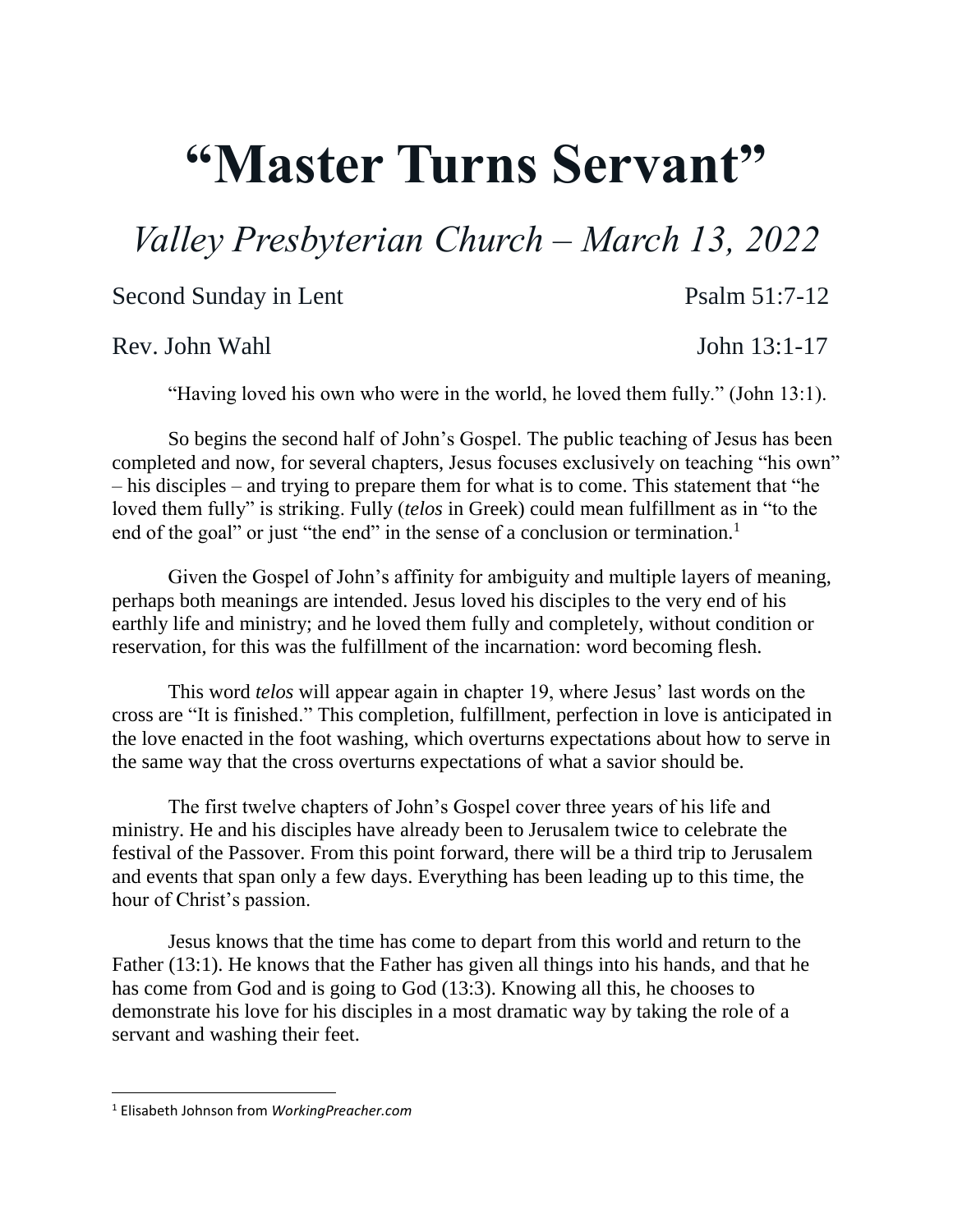# "Master Turns Servant"

## *Valley Presbyterian Church – March 13, 2022*

Second Sunday in Lent — Psalm 51:7-12

Rev. John Wahl — John 13:1-17

"Having loved his own who were in the world, he loved them fully." (John 13:1).

So begins the second half of John's Gospel. The public teaching of Jesus has been completed and now, for several chapters, Jesus focuses exclusively on teaching "his own" – his disciples – and trying to prepare them for what is to come. This statement that "he loved them fully" is striking. Fully (*telos* in Greek) could mean fulfillment as in "to the end of the goal" or just "the end" in the sense of a conclusion or termination.[1]

Given the Gospel of John's affinity for ambiguity and multiple layers of meaning, perhaps both meanings are intended. Jesus loved his disciples to the very end of his earthly life and ministry; and he loved them fully and completely, without condition or reservation, for this was the fulfillment of the incarnation: word becoming flesh.

This word *telos* will appear again in chapter 19, where Jesus' last words on the cross are "It is finished." This completion, fulfillment, perfection in love is anticipated in the love enacted in the foot washing, which overturns expectations about how to serve in the same way that the cross overturns expectations of what a savior should be.

The first twelve chapters of John's Gospel cover three years of his life and ministry. He and his disciples have already been to Jerusalem twice to celebrate the festival of the Passover. From this point forward, there will be a third trip to Jerusalem and events that span only a few days. Everything has been leading up to this time, the hour of Christ's passion.

Jesus knows that the time has come to depart from this world and return to the Father (13:1). He knows that the Father has given all things into his hands, and that he has come from God and is going to God (13:3). Knowing all this, he chooses to demonstrate his love for his disciples in a most dramatic way by taking the role of a servant and washing their feet.

---

[1] Elisabeth Johnson from *WorkingPreacher.com*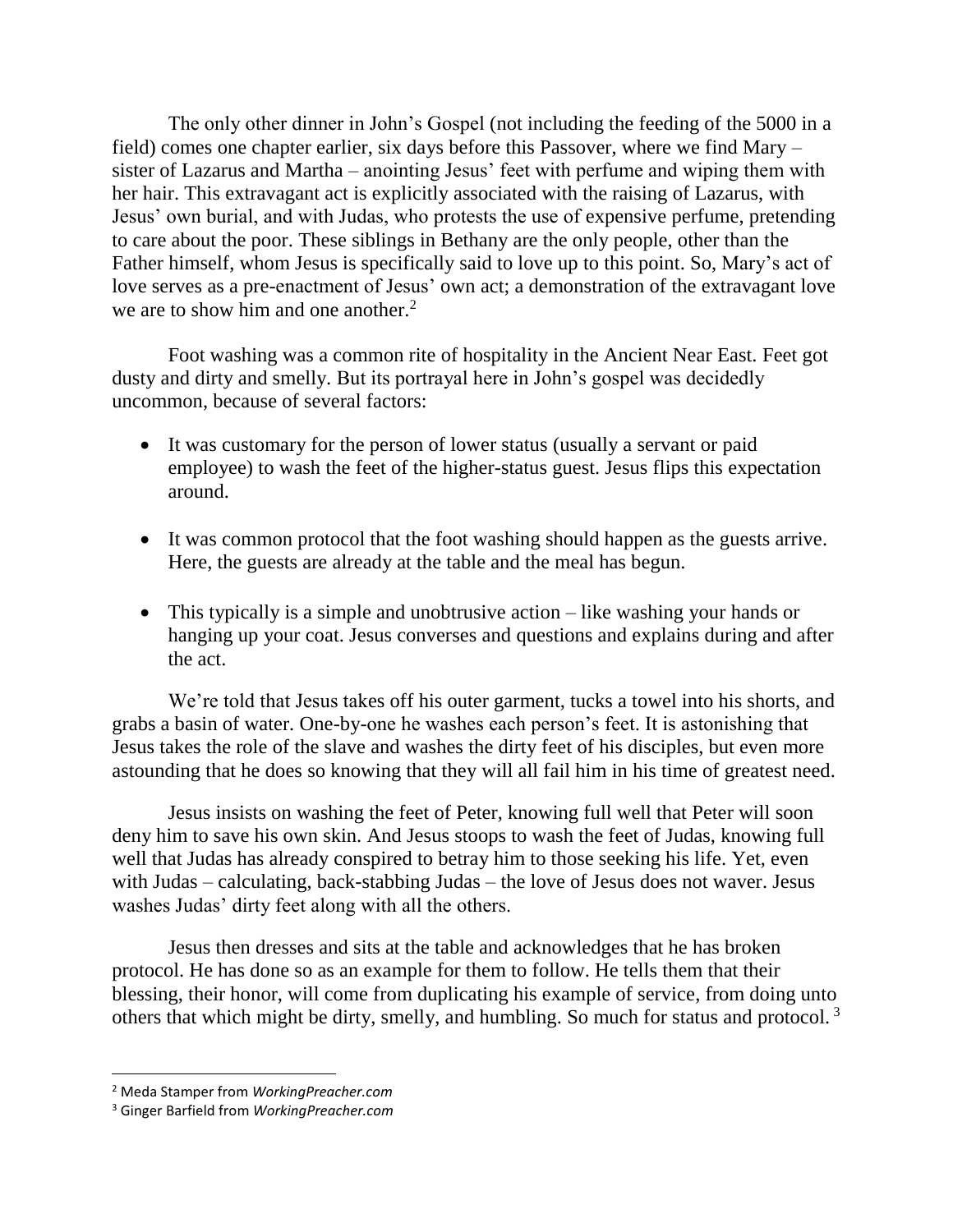The only other dinner in John's Gospel (not including the feeding of the 5000 in a field) comes one chapter earlier, six days before this Passover, where we find Mary – sister of Lazarus and Martha – anointing Jesus' feet with perfume and wiping them with her hair. This extravagant act is explicitly associated with the raising of Lazarus, with Jesus' own burial, and with Judas, who protests the use of expensive perfume, pretending to care about the poor. These siblings in Bethany are the only people, other than the Father himself, whom Jesus is specifically said to love up to this point. So, Mary's act of love serves as a pre-enactment of Jesus' own act; a demonstration of the extravagant love we are to show him and one another.[2]

Foot washing was a common rite of hospitality in the Ancient Near East. Feet got dusty and dirty and smelly. But its portrayal here in John's gospel was decidedly uncommon, because of several factors:

- It was customary for the person of lower status (usually a servant or paid employee) to wash the feet of the higher-status guest. Jesus flips this expectation around.
- It was common protocol that the foot washing should happen as the guests arrive. Here, the guests are already at the table and the meal has begun.
- This typically is a simple and unobtrusive action – like washing your hands or hanging up your coat. Jesus converses and questions and explains during and after the act.

We're told that Jesus takes off his outer garment, tucks a towel into his shorts, and grabs a basin of water. One-by-one he washes each person's feet. It is astonishing that Jesus takes the role of the slave and washes the dirty feet of his disciples, but even more astounding that he does so knowing that they will all fail him in his time of greatest need.

Jesus insists on washing the feet of Peter, knowing full well that Peter will soon deny him to save his own skin. And Jesus stoops to wash the feet of Judas, knowing full well that Judas has already conspired to betray him to those seeking his life. Yet, even with Judas – calculating, back-stabbing Judas – the love of Jesus does not waver. Jesus washes Judas' dirty feet along with all the others.

Jesus then dresses and sits at the table and acknowledges that he has broken protocol. He has done so as an example for them to follow. He tells them that their blessing, their honor, will come from duplicating his example of service, from doing unto others that which might be dirty, smelly, and humbling. So much for status and protocol.[3]

---

[2] Meda Stamper from *WorkingPreacher.com*

[3] Ginger Barfield from *WorkingPreacher.com*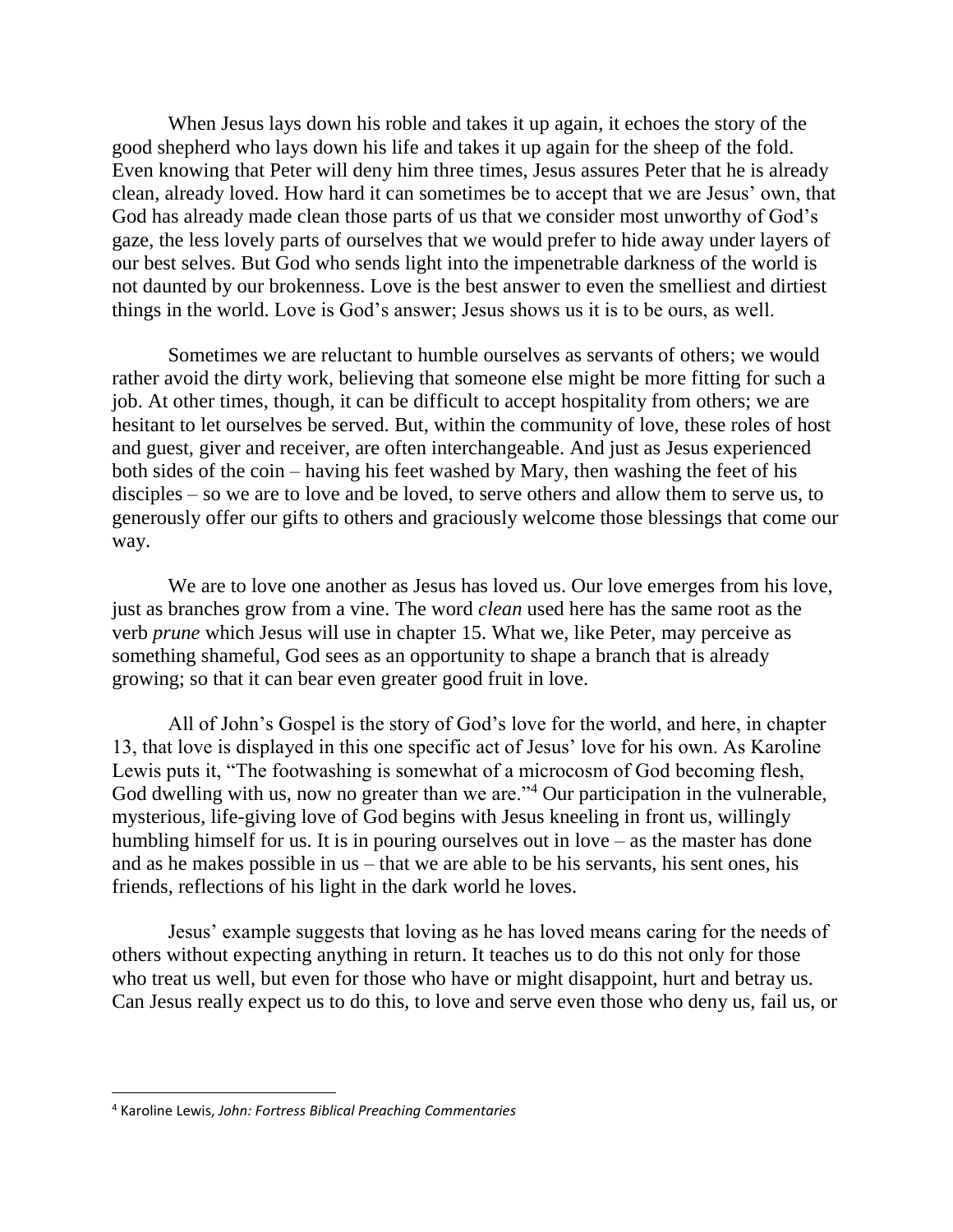When Jesus lays down his roble and takes it up again, it echoes the story of the good shepherd who lays down his life and takes it up again for the sheep of the fold. Even knowing that Peter will deny him three times, Jesus assures Peter that he is already clean, already loved. How hard it can sometimes be to accept that we are Jesus' own, that God has already made clean those parts of us that we consider most unworthy of God's gaze, the less lovely parts of ourselves that we would prefer to hide away under layers of our best selves. But God who sends light into the impenetrable darkness of the world is not daunted by our brokenness. Love is the best answer to even the smelliest and dirtiest things in the world. Love is God's answer; Jesus shows us it is to be ours, as well.

Sometimes we are reluctant to humble ourselves as servants of others; we would rather avoid the dirty work, believing that someone else might be more fitting for such a job. At other times, though, it can be difficult to accept hospitality from others; we are hesitant to let ourselves be served. But, within the community of love, these roles of host and guest, giver and receiver, are often interchangeable. And just as Jesus experienced both sides of the coin – having his feet washed by Mary, then washing the feet of his disciples – so we are to love and be loved, to serve others and allow them to serve us, to generously offer our gifts to others and graciously welcome those blessings that come our way.

We are to love one another as Jesus has loved us. Our love emerges from his love, just as branches grow from a vine. The word *clean* used here has the same root as the verb *prune* which Jesus will use in chapter 15. What we, like Peter, may perceive as something shameful, God sees as an opportunity to shape a branch that is already growing; so that it can bear even greater good fruit in love.

All of John's Gospel is the story of God's love for the world, and here, in chapter 13, that love is displayed in this one specific act of Jesus' love for his own. As Karoline Lewis puts it, "The footwashing is somewhat of a microcosm of God becoming flesh, God dwelling with us, now no greater than we are."[4] Our participation in the vulnerable, mysterious, life-giving love of God begins with Jesus kneeling in front us, willingly humbling himself for us. It is in pouring ourselves out in love – as the master has done and as he makes possible in us – that we are able to be his servants, his sent ones, his friends, reflections of his light in the dark world he loves.

Jesus' example suggests that loving as he has loved means caring for the needs of others without expecting anything in return. It teaches us to do this not only for those who treat us well, but even for those who have or might disappoint, hurt and betray us. Can Jesus really expect us to do this, to love and serve even those who deny us, fail us, or

---

[4] Karoline Lewis, *John: Fortress Biblical Preaching Commentaries*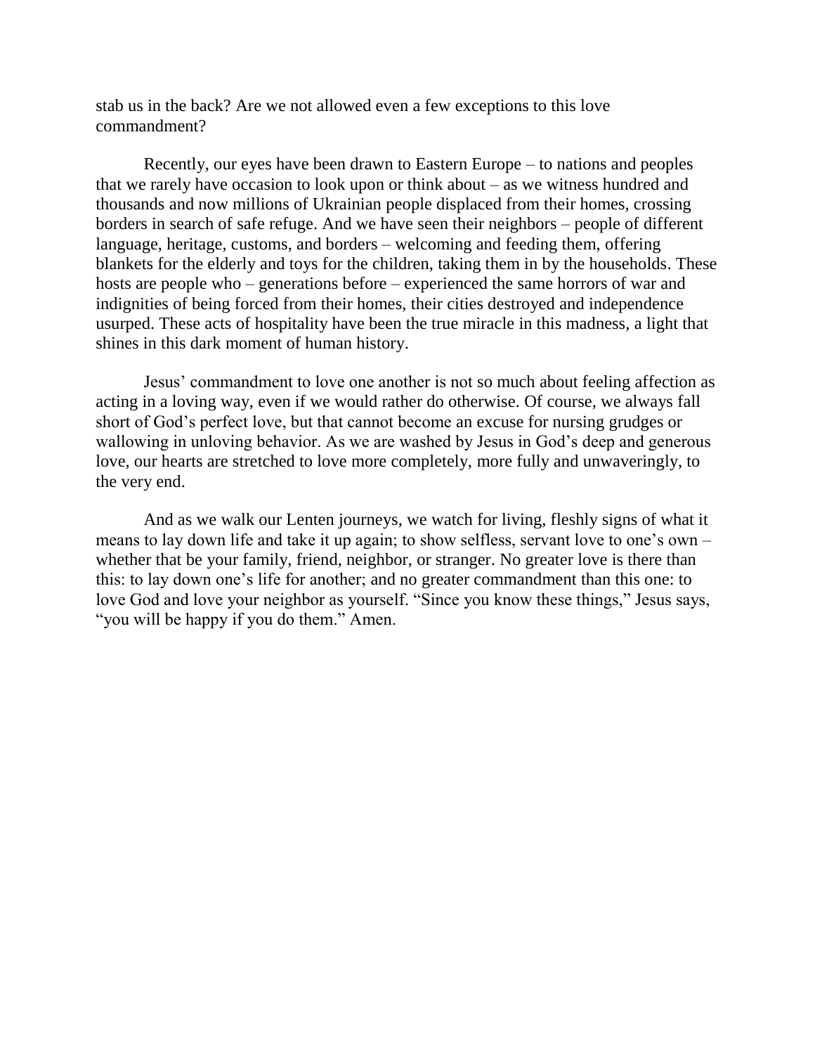stab us in the back? Are we not allowed even a few exceptions to this love commandment?

Recently, our eyes have been drawn to Eastern Europe – to nations and peoples that we rarely have occasion to look upon or think about – as we witness hundred and thousands and now millions of Ukrainian people displaced from their homes, crossing borders in search of safe refuge. And we have seen their neighbors – people of different language, heritage, customs, and borders – welcoming and feeding them, offering blankets for the elderly and toys for the children, taking them in by the households. These hosts are people who – generations before – experienced the same horrors of war and indignities of being forced from their homes, their cities destroyed and independence usurped. These acts of hospitality have been the true miracle in this madness, a light that shines in this dark moment of human history.

Jesus' commandment to love one another is not so much about feeling affection as acting in a loving way, even if we would rather do otherwise. Of course, we always fall short of God's perfect love, but that cannot become an excuse for nursing grudges or wallowing in unloving behavior. As we are washed by Jesus in God's deep and generous love, our hearts are stretched to love more completely, more fully and unwaveringly, to the very end.

And as we walk our Lenten journeys, we watch for living, fleshly signs of what it means to lay down life and take it up again; to show selfless, servant love to one's own – whether that be your family, friend, neighbor, or stranger. No greater love is there than this: to lay down one's life for another; and no greater commandment than this one: to love God and love your neighbor as yourself. "Since you know these things," Jesus says, "you will be happy if you do them." Amen.